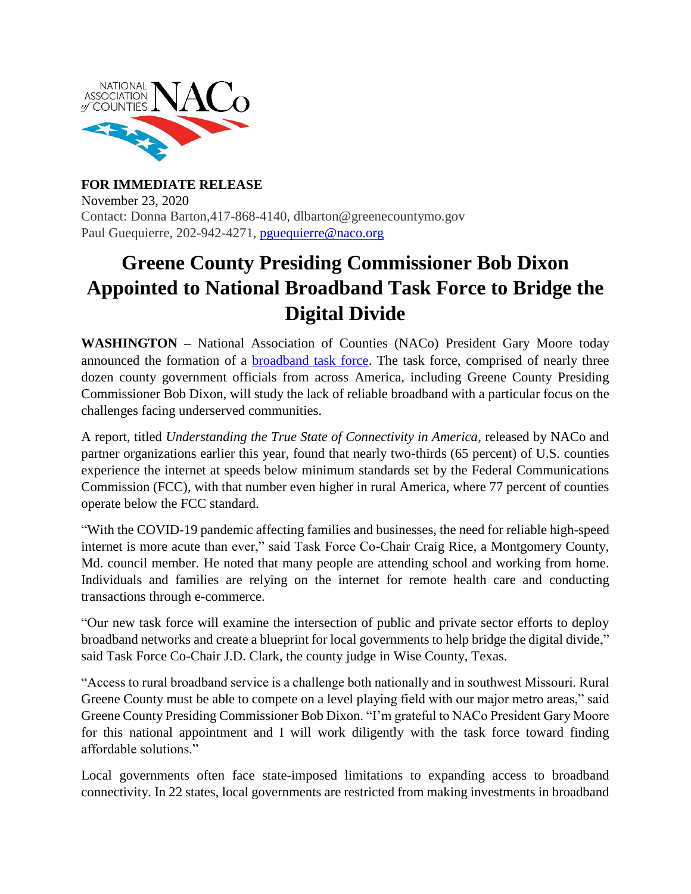**FOR IMMEDIATE RELEASE**
November 23, 2020
Contact: Donna Barton,417-868-4140, dlbarton@greenecountymo.gov
Paul Guequierre, 202-942-4271, pguequierre@naco.org

# Greene County Presiding Commissioner Bob Dixon Appointed to National Broadband Task Force to Bridge the Digital Divide

**WASHINGTON –** National Association of Counties (NACo) President Gary Moore today announced the formation of a broadband task force. The task force, comprised of nearly three dozen county government officials from across America, including Greene County Presiding Commissioner Bob Dixon, will study the lack of reliable broadband with a particular focus on the challenges facing underserved communities.

A report, titled *Understanding the True State of Connectivity in America*, released by NACo and partner organizations earlier this year, found that nearly two-thirds (65 percent) of U.S. counties experience the internet at speeds below minimum standards set by the Federal Communications Commission (FCC), with that number even higher in rural America, where 77 percent of counties operate below the FCC standard.

"With the COVID-19 pandemic affecting families and businesses, the need for reliable high-speed internet is more acute than ever," said Task Force Co-Chair Craig Rice, a Montgomery County, Md. council member. He noted that many people are attending school and working from home. Individuals and families are relying on the internet for remote health care and conducting transactions through e-commerce.

"Our new task force will examine the intersection of public and private sector efforts to deploy broadband networks and create a blueprint for local governments to help bridge the digital divide," said Task Force Co-Chair J.D. Clark, the county judge in Wise County, Texas.

"Access to rural broadband service is a challenge both nationally and in southwest Missouri. Rural Greene County must be able to compete on a level playing field with our major metro areas," said Greene County Presiding Commissioner Bob Dixon. "I'm grateful to NACo President Gary Moore for this national appointment and I will work diligently with the task force toward finding affordable solutions."

Local governments often face state-imposed limitations to expanding access to broadband connectivity. In 22 states, local governments are restricted from making investments in broadband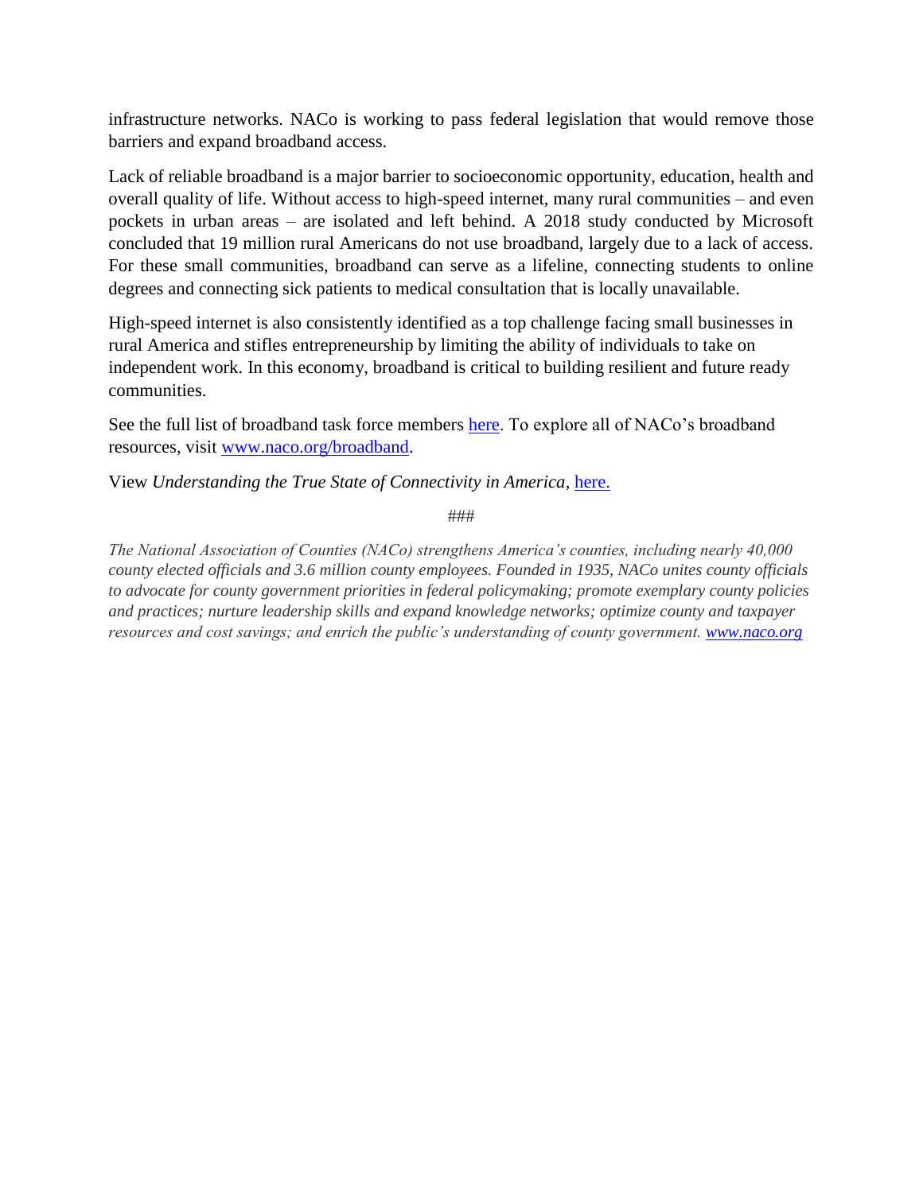infrastructure networks. NACo is working to pass federal legislation that would remove those barriers and expand broadband access.

Lack of reliable broadband is a major barrier to socioeconomic opportunity, education, health and overall quality of life. Without access to high-speed internet, many rural communities – and even pockets in urban areas – are isolated and left behind. A 2018 study conducted by Microsoft concluded that 19 million rural Americans do not use broadband, largely due to a lack of access. For these small communities, broadband can serve as a lifeline, connecting students to online degrees and connecting sick patients to medical consultation that is locally unavailable.

High-speed internet is also consistently identified as a top challenge facing small businesses in rural America and stifles entrepreneurship by limiting the ability of individuals to take on independent work. In this economy, broadband is critical to building resilient and future ready communities.

See the full list of broadband task force members [here](). To explore all of NACo's broadband resources, visit [www.naco.org/broadband]().

View *Understanding the True State of Connectivity in America*, [here.]()

###

*The National Association of Counties (NACo) strengthens America's counties, including nearly 40,000 county elected officials and 3.6 million county employees. Founded in 1935, NACo unites county officials to advocate for county government priorities in federal policymaking; promote exemplary county policies and practices; nurture leadership skills and expand knowledge networks; optimize county and taxpayer resources and cost savings; and enrich the public's understanding of county government. [www.naco.org]()*